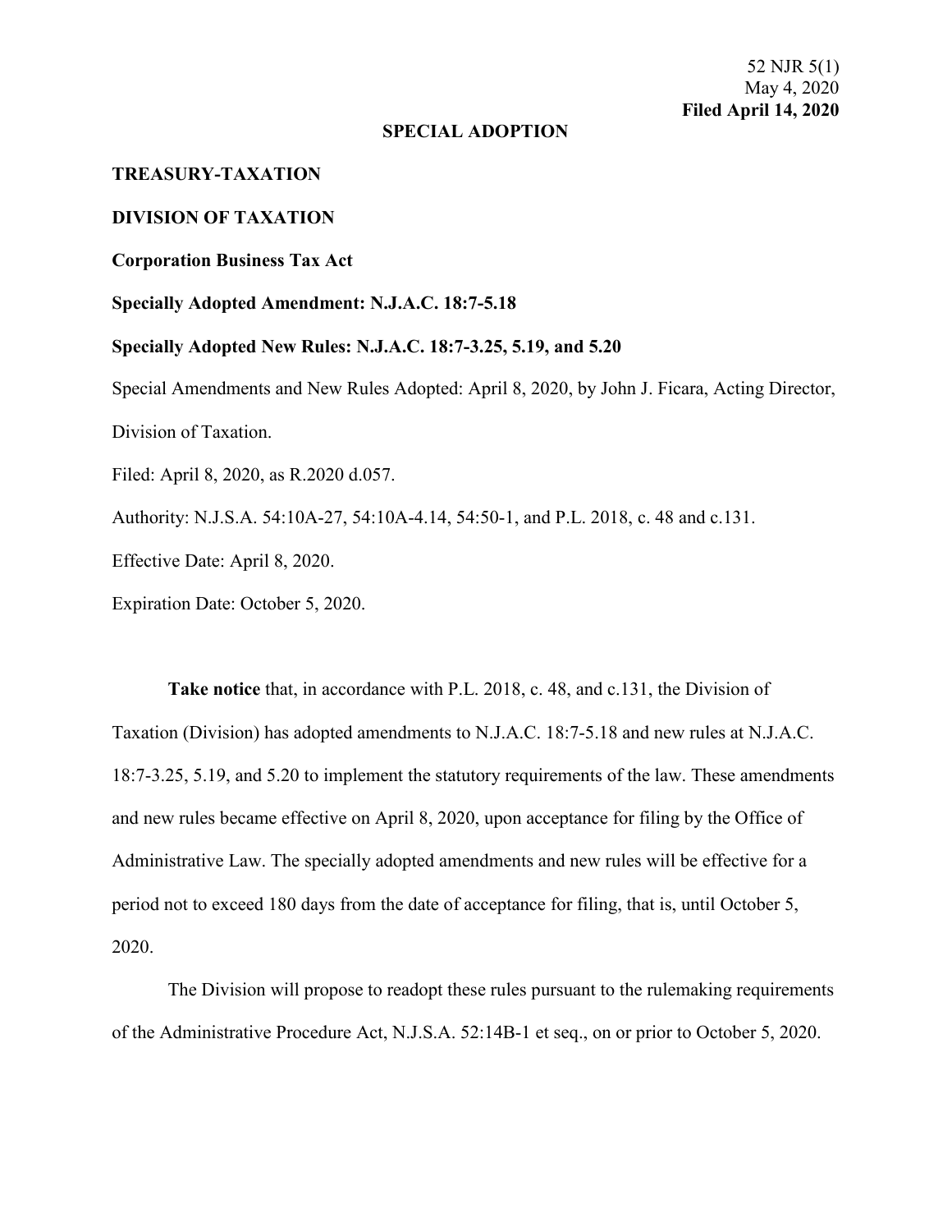52 NJR 5(1)
May 4, 2020
**Filed April 14, 2020**

**SPECIAL ADOPTION**

**TREASURY-TAXATION**

**DIVISION OF TAXATION**

**Corporation Business Tax Act**

**Specially Adopted Amendment: N.J.A.C. 18:7-5.18**

**Specially Adopted New Rules: N.J.A.C. 18:7-3.25, 5.19, and 5.20**

Special Amendments and New Rules Adopted: April 8, 2020, by John J. Ficara, Acting Director, Division of Taxation.

Filed: April 8, 2020, as R.2020 d.057.

Authority: N.J.S.A. 54:10A-27, 54:10A-4.14, 54:50-1, and P.L. 2018, c. 48 and c.131.

Effective Date: April 8, 2020.

Expiration Date: October 5, 2020.

**Take notice** that, in accordance with P.L. 2018, c. 48, and c.131, the Division of Taxation (Division) has adopted amendments to N.J.A.C. 18:7-5.18 and new rules at N.J.A.C. 18:7-3.25, 5.19, and 5.20 to implement the statutory requirements of the law. These amendments and new rules became effective on April 8, 2020, upon acceptance for filing by the Office of Administrative Law. The specially adopted amendments and new rules will be effective for a period not to exceed 180 days from the date of acceptance for filing, that is, until October 5, 2020.

The Division will propose to readopt these rules pursuant to the rulemaking requirements of the Administrative Procedure Act, N.J.S.A. 52:14B-1 et seq., on or prior to October 5, 2020.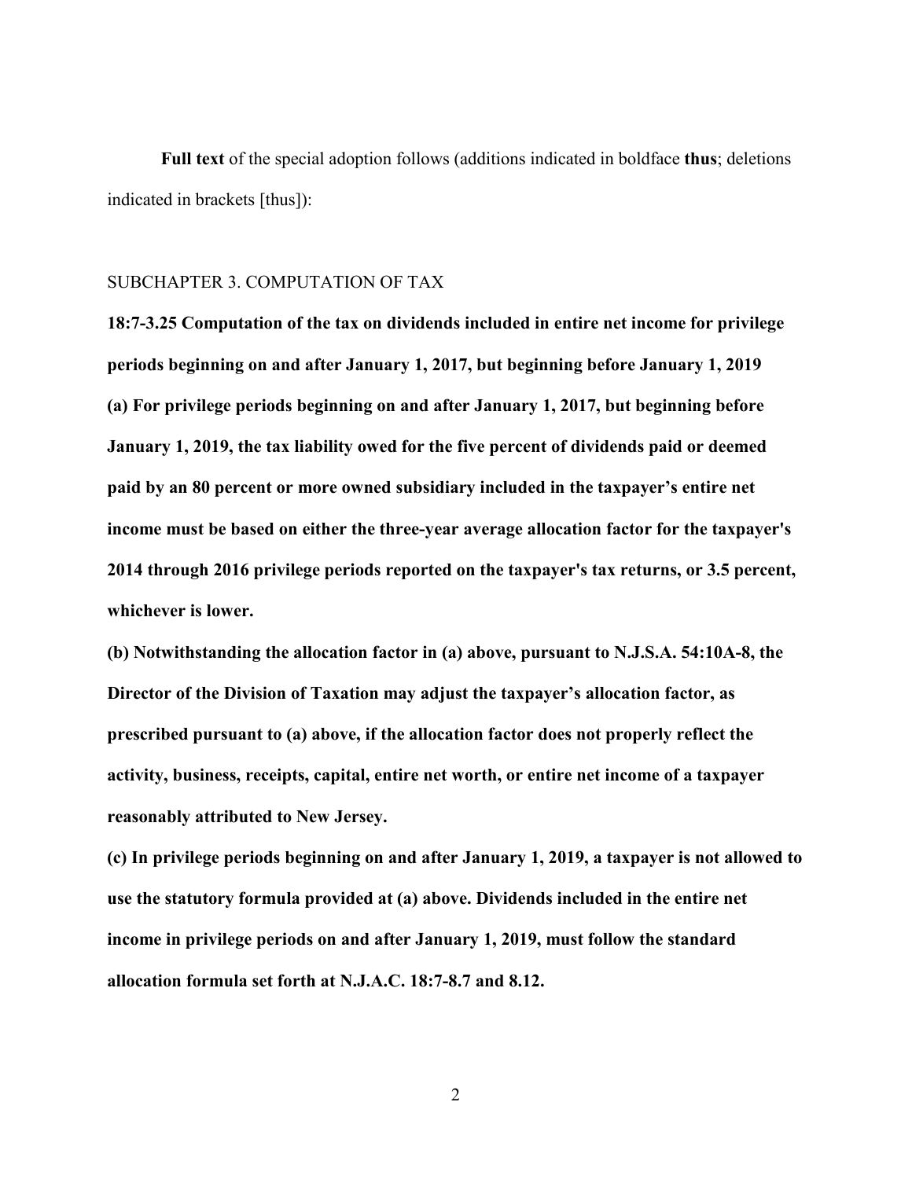**Full text** of the special adoption follows (additions indicated in boldface **thus**; deletions indicated in brackets [thus]):

SUBCHAPTER 3. COMPUTATION OF TAX

**18:7-3.25 Computation of the tax on dividends included in entire net income for privilege periods beginning on and after January 1, 2017, but beginning before January 1, 2019**

**(a) For privilege periods beginning on and after January 1, 2017, but beginning before January 1, 2019, the tax liability owed for the five percent of dividends paid or deemed paid by an 80 percent or more owned subsidiary included in the taxpayer's entire net income must be based on either the three-year average allocation factor for the taxpayer's 2014 through 2016 privilege periods reported on the taxpayer's tax returns, or 3.5 percent, whichever is lower.**

**(b) Notwithstanding the allocation factor in (a) above, pursuant to N.J.S.A. 54:10A-8, the Director of the Division of Taxation may adjust the taxpayer's allocation factor, as prescribed pursuant to (a) above, if the allocation factor does not properly reflect the activity, business, receipts, capital, entire net worth, or entire net income of a taxpayer reasonably attributed to New Jersey.**

**(c) In privilege periods beginning on and after January 1, 2019, a taxpayer is not allowed to use the statutory formula provided at (a) above. Dividends included in the entire net income in privilege periods on and after January 1, 2019, must follow the standard allocation formula set forth at N.J.A.C. 18:7-8.7 and 8.12.**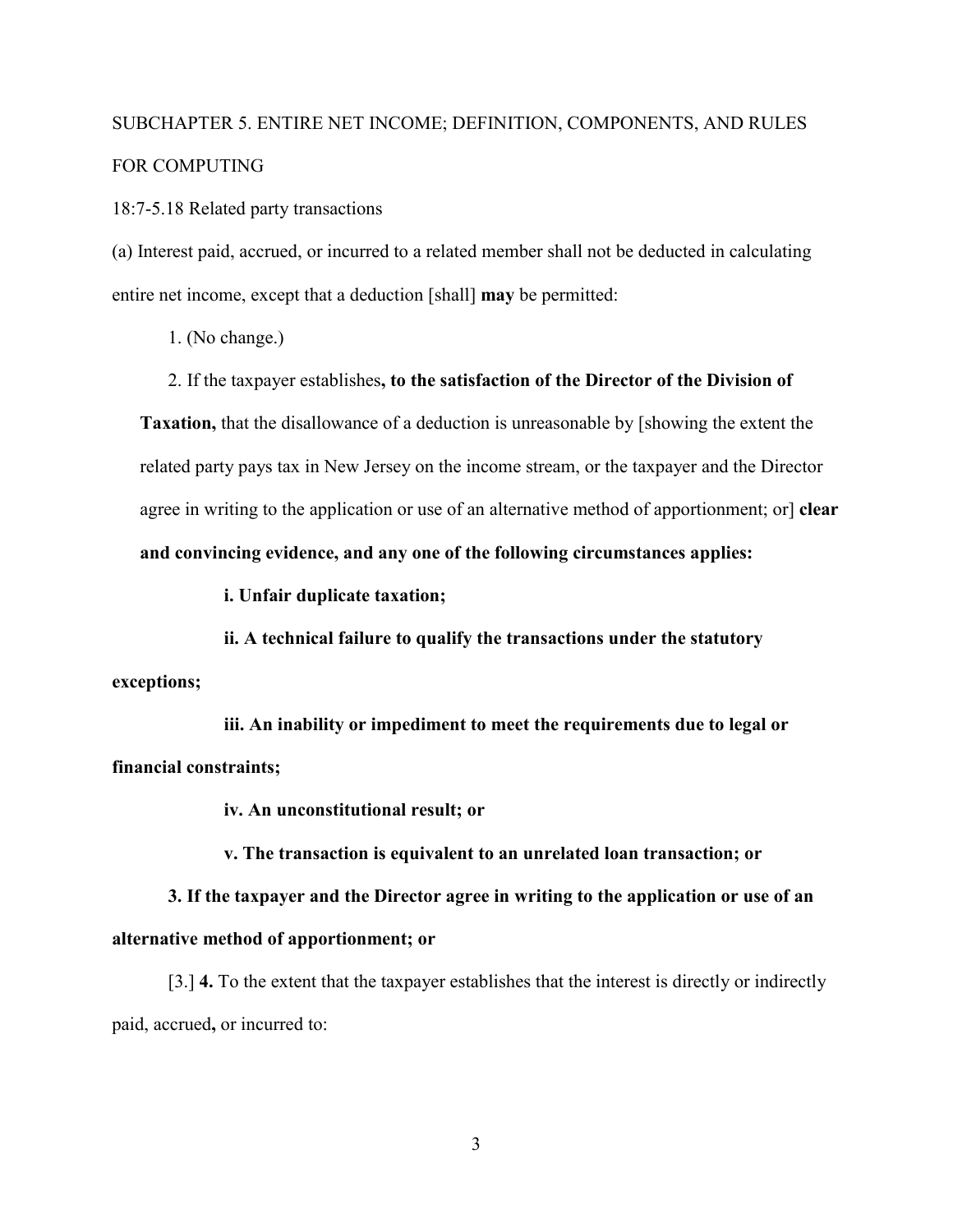SUBCHAPTER 5. ENTIRE NET INCOME; DEFINITION, COMPONENTS, AND RULES FOR COMPUTING

18:7-5.18 Related party transactions

(a) Interest paid, accrued, or incurred to a related member shall not be deducted in calculating entire net income, except that a deduction [shall] **may** be permitted:

1. (No change.)

2. If the taxpayer establishes**, to the satisfaction of the Director of the Division of Taxation,** that the disallowance of a deduction is unreasonable by [showing the extent the related party pays tax in New Jersey on the income stream, or the taxpayer and the Director agree in writing to the application or use of an alternative method of apportionment; or] **clear and convincing evidence, and any one of the following circumstances applies:**

**i. Unfair duplicate taxation;**

**ii. A technical failure to qualify the transactions under the statutory exceptions;**

**iii. An inability or impediment to meet the requirements due to legal or financial constraints;**

**iv. An unconstitutional result; or**

**v. The transaction is equivalent to an unrelated loan transaction; or**

**3. If the taxpayer and the Director agree in writing to the application or use of an alternative method of apportionment; or**

[3.] **4.** To the extent that the taxpayer establishes that the interest is directly or indirectly paid, accrued**,** or incurred to: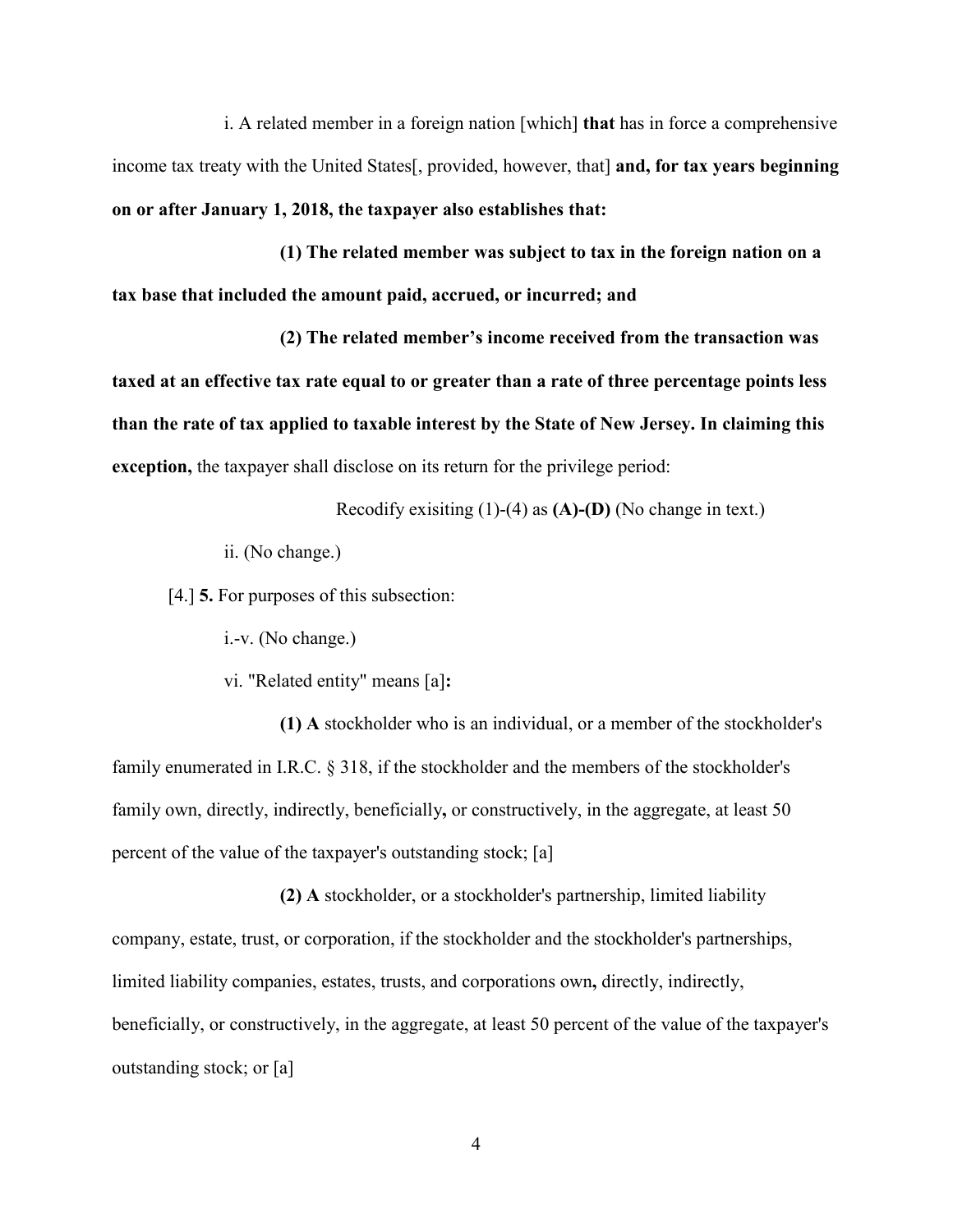i. A related member in a foreign nation [which] **that** has in force a comprehensive income tax treaty with the United States[, provided, however, that] **and, for tax years beginning on or after January 1, 2018, the taxpayer also establishes that:**

**(1) The related member was subject to tax in the foreign nation on a tax base that included the amount paid, accrued, or incurred; and**

**(2) The related member's income received from the transaction was taxed at an effective tax rate equal to or greater than a rate of three percentage points less than the rate of tax applied to taxable interest by the State of New Jersey. In claiming this exception,** the taxpayer shall disclose on its return for the privilege period:

Recodify exisiting (1)-(4) as **(A)-(D)** (No change in text.)

ii. (No change.)

[4.] **5.** For purposes of this subsection:

i.-v. (No change.)

vi. "Related entity" means [a]**:**

**(1) A** stockholder who is an individual, or a member of the stockholder's family enumerated in I.R.C. § 318, if the stockholder and the members of the stockholder's family own, directly, indirectly, beneficially**,** or constructively, in the aggregate, at least 50 percent of the value of the taxpayer's outstanding stock; [a]

**(2) A** stockholder, or a stockholder's partnership, limited liability company, estate, trust, or corporation, if the stockholder and the stockholder's partnerships, limited liability companies, estates, trusts, and corporations own**,** directly, indirectly, beneficially, or constructively, in the aggregate, at least 50 percent of the value of the taxpayer's outstanding stock; or [a]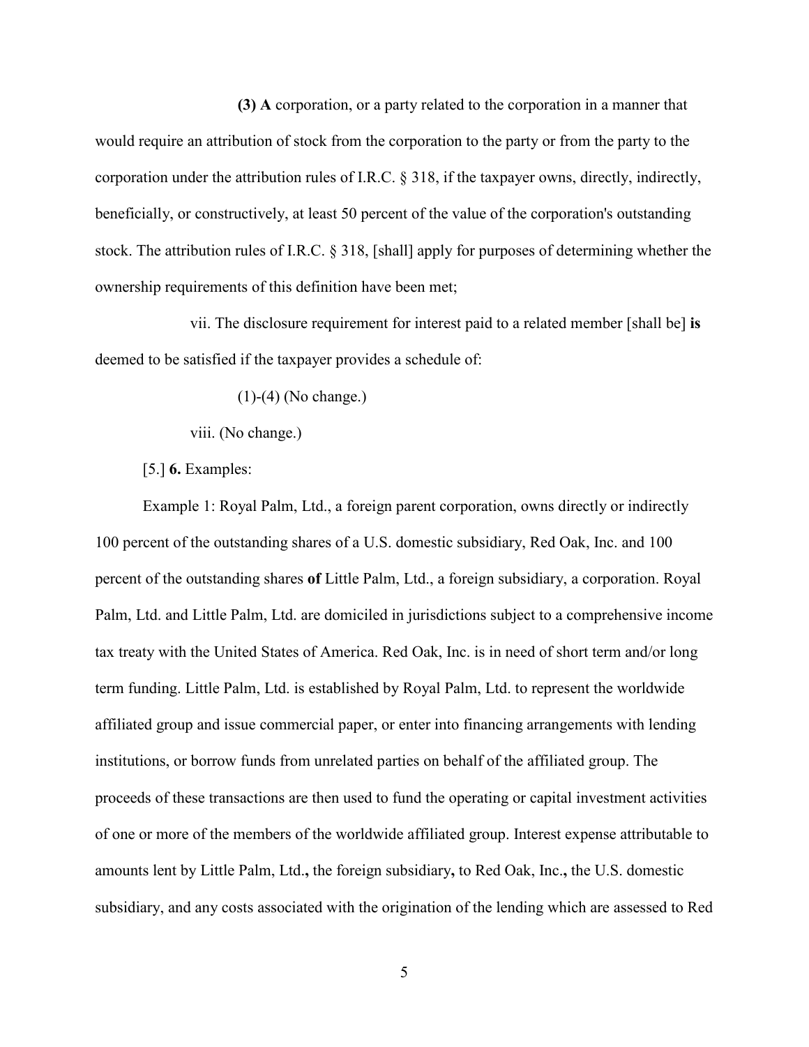**(3) A** corporation, or a party related to the corporation in a manner that would require an attribution of stock from the corporation to the party or from the party to the corporation under the attribution rules of I.R.C. § 318, if the taxpayer owns, directly, indirectly, beneficially, or constructively, at least 50 percent of the value of the corporation's outstanding stock. The attribution rules of I.R.C. § 318, [shall] apply for purposes of determining whether the ownership requirements of this definition have been met;

vii. The disclosure requirement for interest paid to a related member [shall be] **is** deemed to be satisfied if the taxpayer provides a schedule of:

(1)-(4) (No change.)

viii. (No change.)

[5.] **6.** Examples:

Example 1: Royal Palm, Ltd., a foreign parent corporation, owns directly or indirectly 100 percent of the outstanding shares of a U.S. domestic subsidiary, Red Oak, Inc. and 100 percent of the outstanding shares **of** Little Palm, Ltd., a foreign subsidiary, a corporation. Royal Palm, Ltd. and Little Palm, Ltd. are domiciled in jurisdictions subject to a comprehensive income tax treaty with the United States of America. Red Oak, Inc. is in need of short term and/or long term funding. Little Palm, Ltd. is established by Royal Palm, Ltd. to represent the worldwide affiliated group and issue commercial paper, or enter into financing arrangements with lending institutions, or borrow funds from unrelated parties on behalf of the affiliated group. The proceeds of these transactions are then used to fund the operating or capital investment activities of one or more of the members of the worldwide affiliated group. Interest expense attributable to amounts lent by Little Palm, Ltd.**,** the foreign subsidiary**,** to Red Oak, Inc.**,** the U.S. domestic subsidiary, and any costs associated with the origination of the lending which are assessed to Red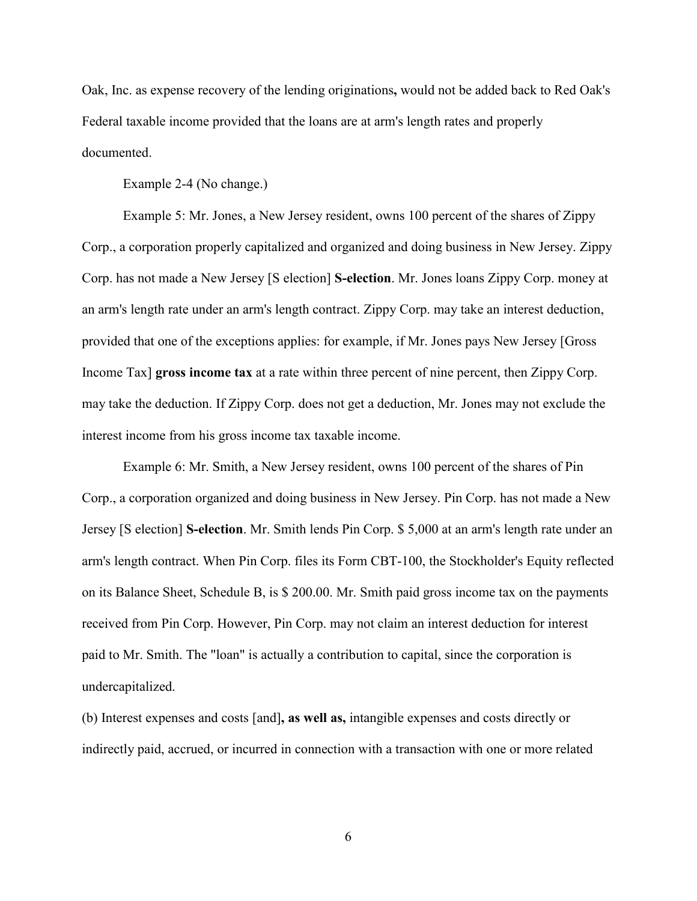Oak, Inc. as expense recovery of the lending originations**,** would not be added back to Red Oak's Federal taxable income provided that the loans are at arm's length rates and properly documented.

Example 2-4 (No change.)

Example 5: Mr. Jones, a New Jersey resident, owns 100 percent of the shares of Zippy Corp., a corporation properly capitalized and organized and doing business in New Jersey. Zippy Corp. has not made a New Jersey [S election] **S-election**. Mr. Jones loans Zippy Corp. money at an arm's length rate under an arm's length contract. Zippy Corp. may take an interest deduction, provided that one of the exceptions applies: for example, if Mr. Jones pays New Jersey [Gross Income Tax] **gross income tax** at a rate within three percent of nine percent, then Zippy Corp. may take the deduction. If Zippy Corp. does not get a deduction, Mr. Jones may not exclude the interest income from his gross income tax taxable income.

Example 6: Mr. Smith, a New Jersey resident, owns 100 percent of the shares of Pin Corp., a corporation organized and doing business in New Jersey. Pin Corp. has not made a New Jersey [S election] **S-election**. Mr. Smith lends Pin Corp. $ 5,000 at an arm's length rate under an arm's length contract. When Pin Corp. files its Form CBT-100, the Stockholder's Equity reflected on its Balance Sheet, Schedule B, is $ 200.00. Mr. Smith paid gross income tax on the payments received from Pin Corp. However, Pin Corp. may not claim an interest deduction for interest paid to Mr. Smith. The "loan" is actually a contribution to capital, since the corporation is undercapitalized.

(b) Interest expenses and costs [and]**, as well as,** intangible expenses and costs directly or indirectly paid, accrued, or incurred in connection with a transaction with one or more related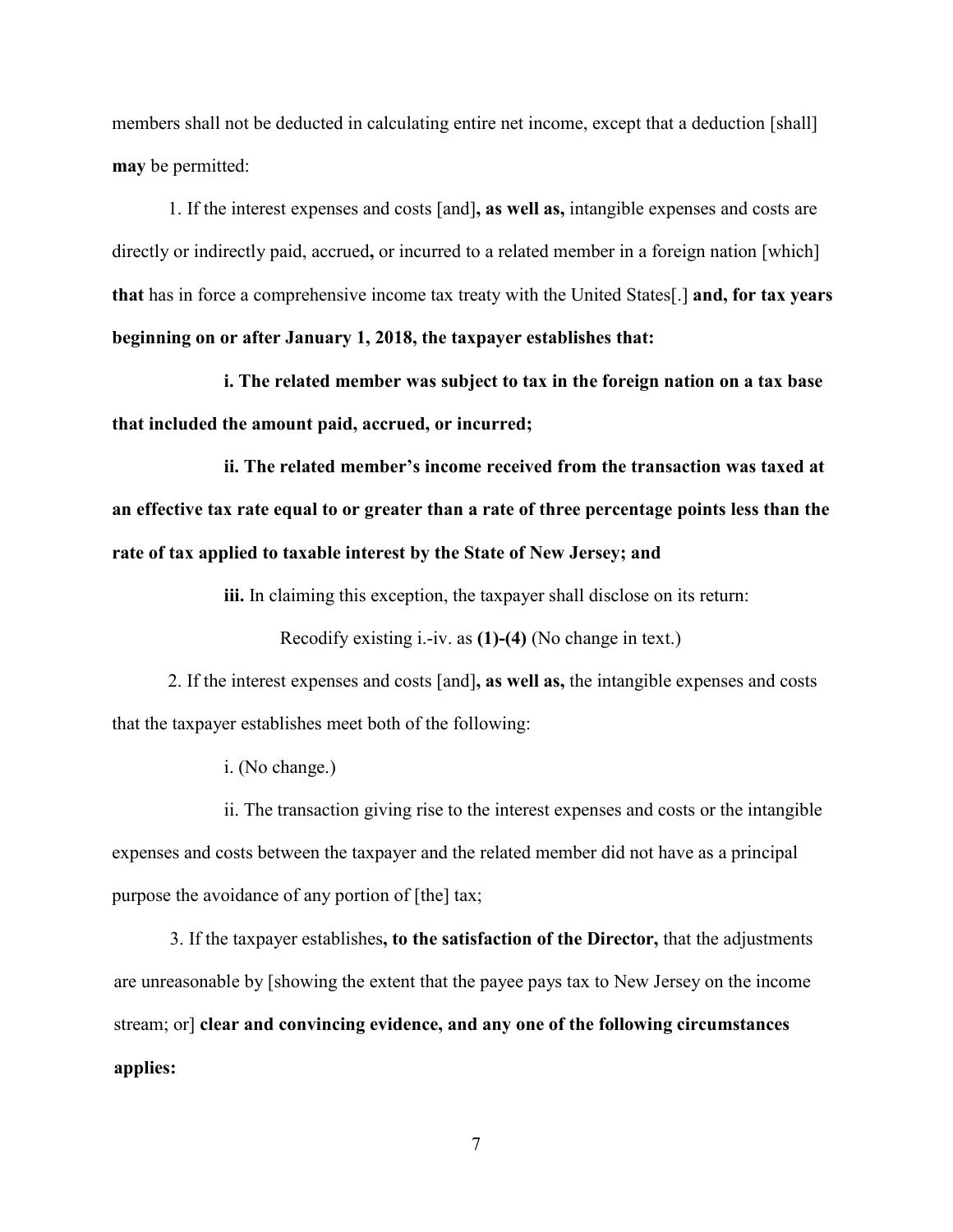members shall not be deducted in calculating entire net income, except that a deduction [shall] **may** be permitted:

1. If the interest expenses and costs [and]**, as well as,** intangible expenses and costs are directly or indirectly paid, accrued**,** or incurred to a related member in a foreign nation [which] **that** has in force a comprehensive income tax treaty with the United States[.] **and, for tax years beginning on or after January 1, 2018, the taxpayer establishes that:**

**i. The related member was subject to tax in the foreign nation on a tax base that included the amount paid, accrued, or incurred;**

**ii. The related member's income received from the transaction was taxed at an effective tax rate equal to or greater than a rate of three percentage points less than the rate of tax applied to taxable interest by the State of New Jersey; and**

**iii.** In claiming this exception, the taxpayer shall disclose on its return:

Recodify existing i.-iv. as **(1)-(4)** (No change in text.)

2. If the interest expenses and costs [and]**, as well as,** the intangible expenses and costs that the taxpayer establishes meet both of the following:

i. (No change.)

ii. The transaction giving rise to the interest expenses and costs or the intangible expenses and costs between the taxpayer and the related member did not have as a principal purpose the avoidance of any portion of [the] tax;

3. If the taxpayer establishes**, to the satisfaction of the Director,** that the adjustments are unreasonable by [showing the extent that the payee pays tax to New Jersey on the income stream; or] **clear and convincing evidence, and any one of the following circumstances applies:**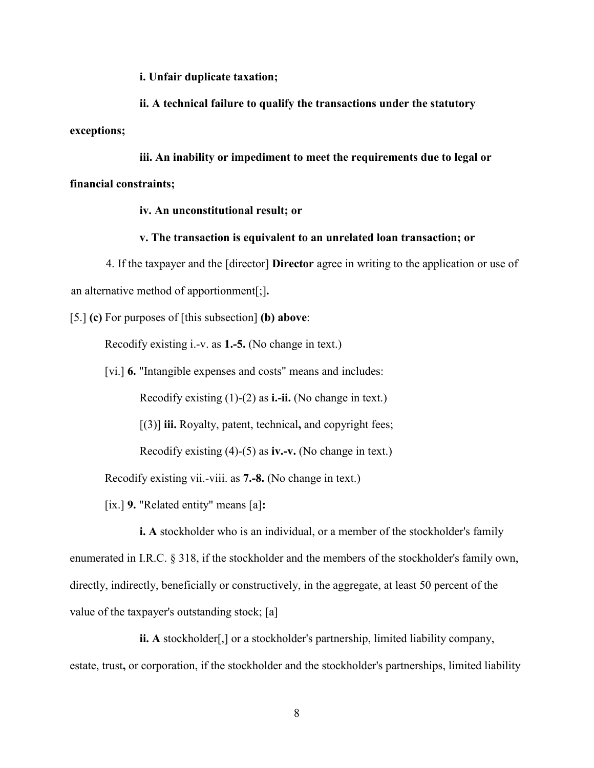**i. Unfair duplicate taxation;**

**ii. A technical failure to qualify the transactions under the statutory exceptions;**

**iii. An inability or impediment to meet the requirements due to legal or financial constraints;**

**iv. An unconstitutional result; or**

**v. The transaction is equivalent to an unrelated loan transaction; or**

4. If the taxpayer and the [director] **Director** agree in writing to the application or use of an alternative method of apportionment[;]**.**

[5.] **(c)** For purposes of [this subsection] **(b) above**:

Recodify existing i.-v. as **1.-5.** (No change in text.)

[vi.] **6.** "Intangible expenses and costs" means and includes:

Recodify existing (1)-(2) as **i.-ii.** (No change in text.)

[(3)] **iii.** Royalty, patent, technical**,** and copyright fees;

Recodify existing (4)-(5) as **iv.-v.** (No change in text.)

Recodify existing vii.-viii. as **7.-8.** (No change in text.)

[ix.] **9.** "Related entity" means [a]**:**

**i. A** stockholder who is an individual, or a member of the stockholder's family enumerated in I.R.C. § 318, if the stockholder and the members of the stockholder's family own, directly, indirectly, beneficially or constructively, in the aggregate, at least 50 percent of the value of the taxpayer's outstanding stock; [a]

**ii. A** stockholder[,] or a stockholder's partnership, limited liability company, estate, trust**,** or corporation, if the stockholder and the stockholder's partnerships, limited liability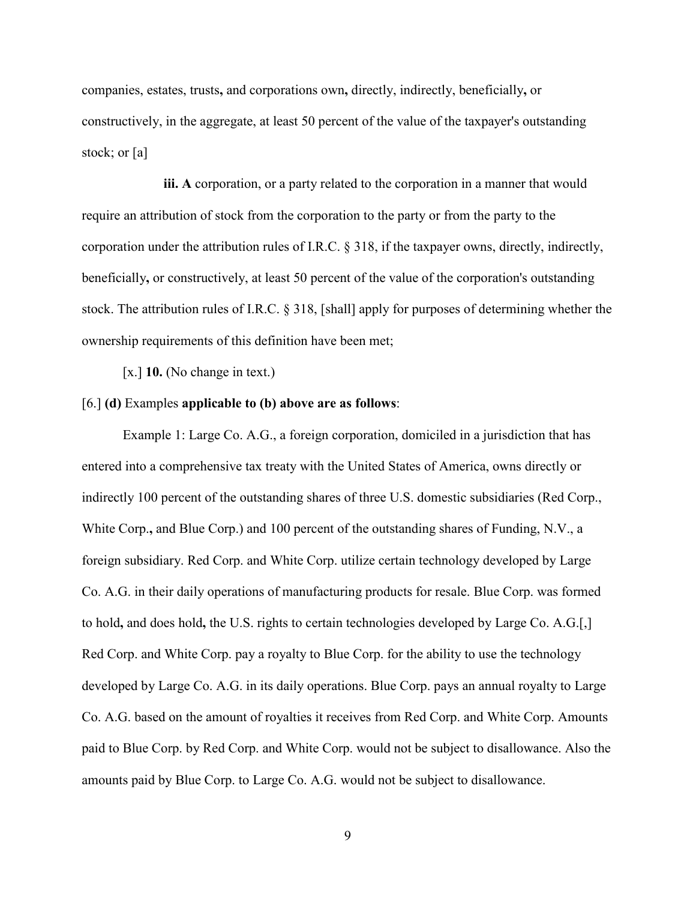companies, estates, trusts**,** and corporations own**,** directly, indirectly, beneficially**,** or constructively, in the aggregate, at least 50 percent of the value of the taxpayer's outstanding stock; or [a]

**iii. A** corporation, or a party related to the corporation in a manner that would require an attribution of stock from the corporation to the party or from the party to the corporation under the attribution rules of I.R.C. § 318, if the taxpayer owns, directly, indirectly, beneficially**,** or constructively, at least 50 percent of the value of the corporation's outstanding stock. The attribution rules of I.R.C. § 318, [shall] apply for purposes of determining whether the ownership requirements of this definition have been met;

[x.] **10.** (No change in text.)

[6.] **(d)** Examples **applicable to (b) above are as follows**:

Example 1: Large Co. A.G., a foreign corporation, domiciled in a jurisdiction that has entered into a comprehensive tax treaty with the United States of America, owns directly or indirectly 100 percent of the outstanding shares of three U.S. domestic subsidiaries (Red Corp., White Corp**.,** and Blue Corp.) and 100 percent of the outstanding shares of Funding, N.V., a foreign subsidiary. Red Corp. and White Corp. utilize certain technology developed by Large Co. A.G. in their daily operations of manufacturing products for resale. Blue Corp. was formed to hold**,** and does hold**,** the U.S. rights to certain technologies developed by Large Co. A.G.[,] Red Corp. and White Corp. pay a royalty to Blue Corp. for the ability to use the technology developed by Large Co. A.G. in its daily operations. Blue Corp. pays an annual royalty to Large Co. A.G. based on the amount of royalties it receives from Red Corp. and White Corp. Amounts paid to Blue Corp. by Red Corp. and White Corp. would not be subject to disallowance. Also the amounts paid by Blue Corp. to Large Co. A.G. would not be subject to disallowance.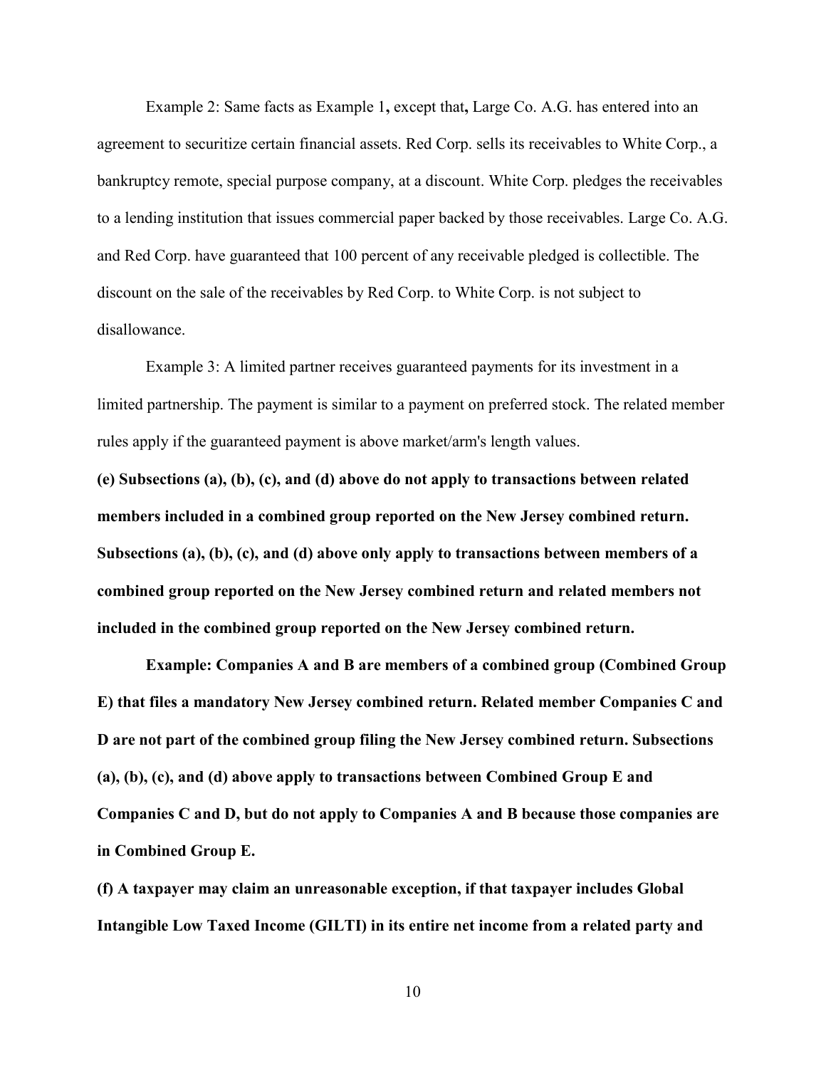Example 2: Same facts as Example 1**,** except that**,** Large Co. A.G. has entered into an agreement to securitize certain financial assets. Red Corp. sells its receivables to White Corp., a bankruptcy remote, special purpose company, at a discount. White Corp. pledges the receivables to a lending institution that issues commercial paper backed by those receivables. Large Co. A.G. and Red Corp. have guaranteed that 100 percent of any receivable pledged is collectible. The discount on the sale of the receivables by Red Corp. to White Corp. is not subject to disallowance.

Example 3: A limited partner receives guaranteed payments for its investment in a limited partnership. The payment is similar to a payment on preferred stock. The related member rules apply if the guaranteed payment is above market/arm's length values.

**(e) Subsections (a), (b), (c), and (d) above do not apply to transactions between related members included in a combined group reported on the New Jersey combined return. Subsections (a), (b), (c), and (d) above only apply to transactions between members of a combined group reported on the New Jersey combined return and related members not included in the combined group reported on the New Jersey combined return.**

**Example: Companies A and B are members of a combined group (Combined Group E) that files a mandatory New Jersey combined return. Related member Companies C and D are not part of the combined group filing the New Jersey combined return. Subsections (a), (b), (c), and (d) above apply to transactions between Combined Group E and Companies C and D, but do not apply to Companies A and B because those companies are in Combined Group E.**

**(f) A taxpayer may claim an unreasonable exception, if that taxpayer includes Global Intangible Low Taxed Income (GILTI) in its entire net income from a related party and**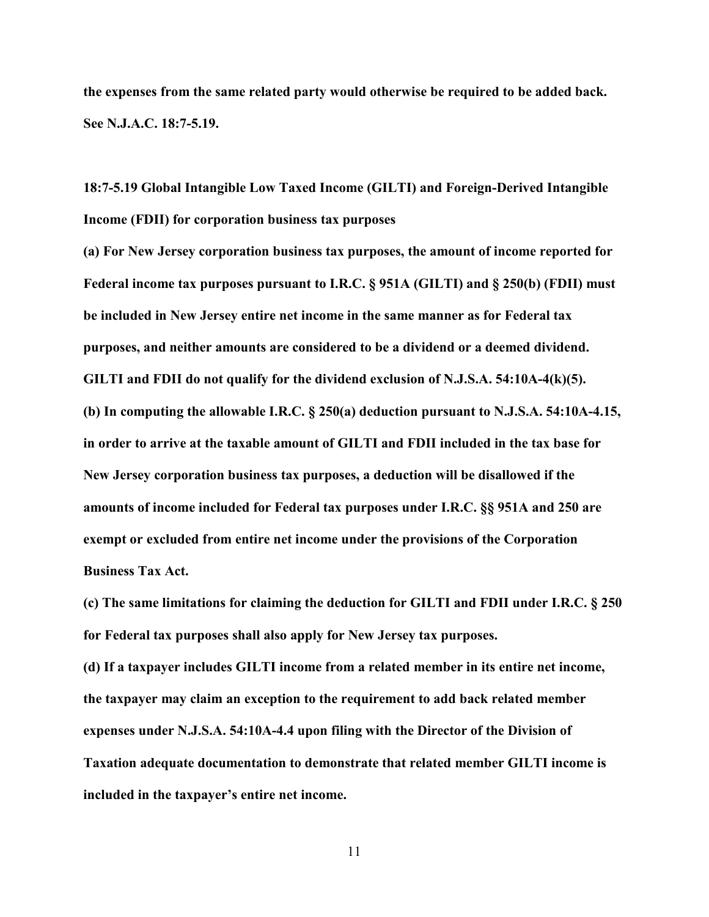**the expenses from the same related party would otherwise be required to be added back. See N.J.A.C. 18:7-5.19.**

**18:7-5.19 Global Intangible Low Taxed Income (GILTI) and Foreign-Derived Intangible Income (FDII) for corporation business tax purposes**

**(a) For New Jersey corporation business tax purposes, the amount of income reported for Federal income tax purposes pursuant to I.R.C. § 951A (GILTI) and § 250(b) (FDII) must be included in New Jersey entire net income in the same manner as for Federal tax purposes, and neither amounts are considered to be a dividend or a deemed dividend. GILTI and FDII do not qualify for the dividend exclusion of N.J.S.A. 54:10A-4(k)(5).**

**(b) In computing the allowable I.R.C. § 250(a) deduction pursuant to N.J.S.A. 54:10A-4.15, in order to arrive at the taxable amount of GILTI and FDII included in the tax base for New Jersey corporation business tax purposes, a deduction will be disallowed if the amounts of income included for Federal tax purposes under I.R.C. §§ 951A and 250 are exempt or excluded from entire net income under the provisions of the Corporation Business Tax Act.**

**(c) The same limitations for claiming the deduction for GILTI and FDII under I.R.C. § 250 for Federal tax purposes shall also apply for New Jersey tax purposes.**

**(d) If a taxpayer includes GILTI income from a related member in its entire net income, the taxpayer may claim an exception to the requirement to add back related member expenses under N.J.S.A. 54:10A-4.4 upon filing with the Director of the Division of Taxation adequate documentation to demonstrate that related member GILTI income is included in the taxpayer's entire net income.**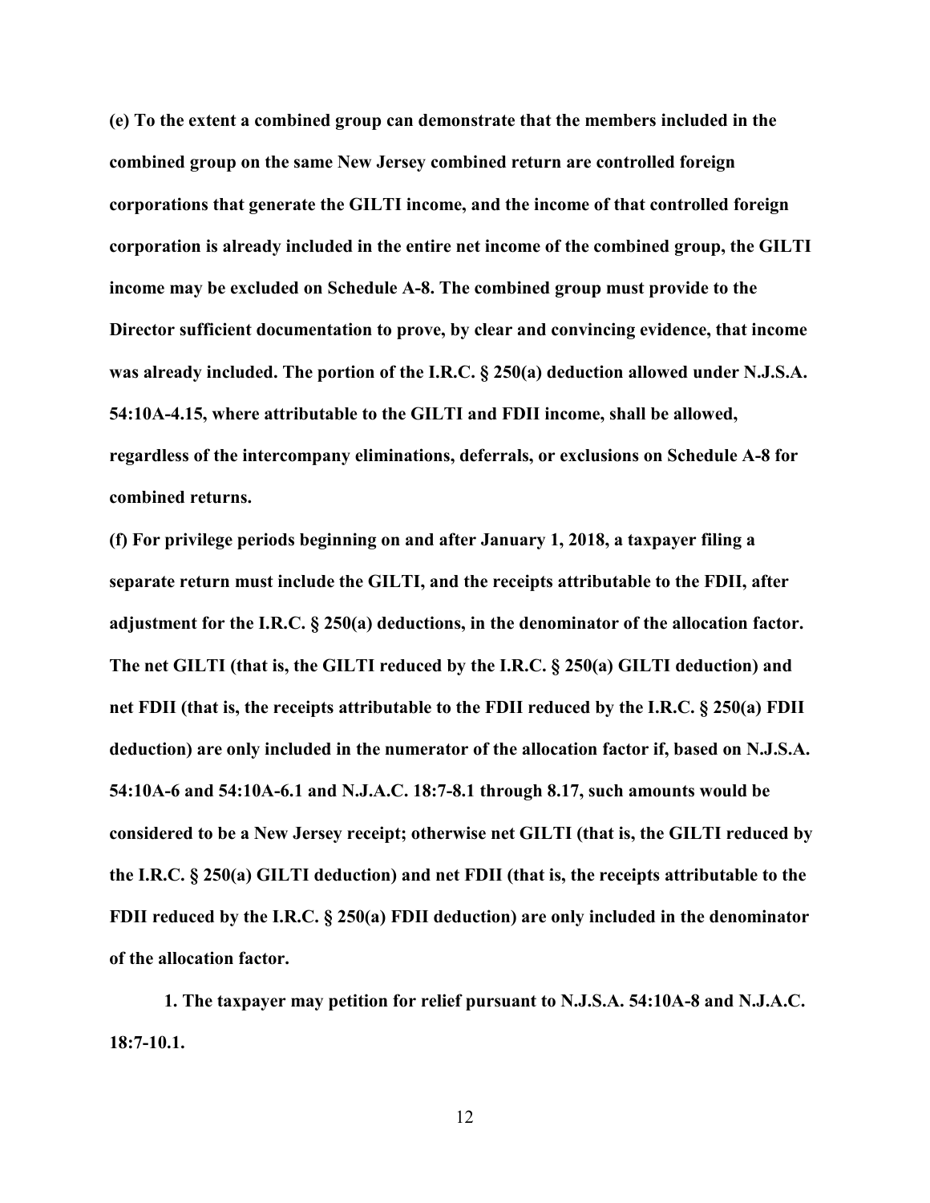**(e) To the extent a combined group can demonstrate that the members included in the combined group on the same New Jersey combined return are controlled foreign corporations that generate the GILTI income, and the income of that controlled foreign corporation is already included in the entire net income of the combined group, the GILTI income may be excluded on Schedule A-8. The combined group must provide to the Director sufficient documentation to prove, by clear and convincing evidence, that income was already included. The portion of the I.R.C. § 250(a) deduction allowed under N.J.S.A. 54:10A-4.15, where attributable to the GILTI and FDII income, shall be allowed, regardless of the intercompany eliminations, deferrals, or exclusions on Schedule A-8 for combined returns.**

**(f) For privilege periods beginning on and after January 1, 2018, a taxpayer filing a separate return must include the GILTI, and the receipts attributable to the FDII, after adjustment for the I.R.C. § 250(a) deductions, in the denominator of the allocation factor. The net GILTI (that is, the GILTI reduced by the I.R.C. § 250(a) GILTI deduction) and net FDII (that is, the receipts attributable to the FDII reduced by the I.R.C. § 250(a) FDII deduction) are only included in the numerator of the allocation factor if, based on N.J.S.A. 54:10A-6 and 54:10A-6.1 and N.J.A.C. 18:7-8.1 through 8.17, such amounts would be considered to be a New Jersey receipt; otherwise net GILTI (that is, the GILTI reduced by the I.R.C. § 250(a) GILTI deduction) and net FDII (that is, the receipts attributable to the FDII reduced by the I.R.C. § 250(a) FDII deduction) are only included in the denominator of the allocation factor.**

**1. The taxpayer may petition for relief pursuant to N.J.S.A. 54:10A-8 and N.J.A.C. 18:7-10.1.**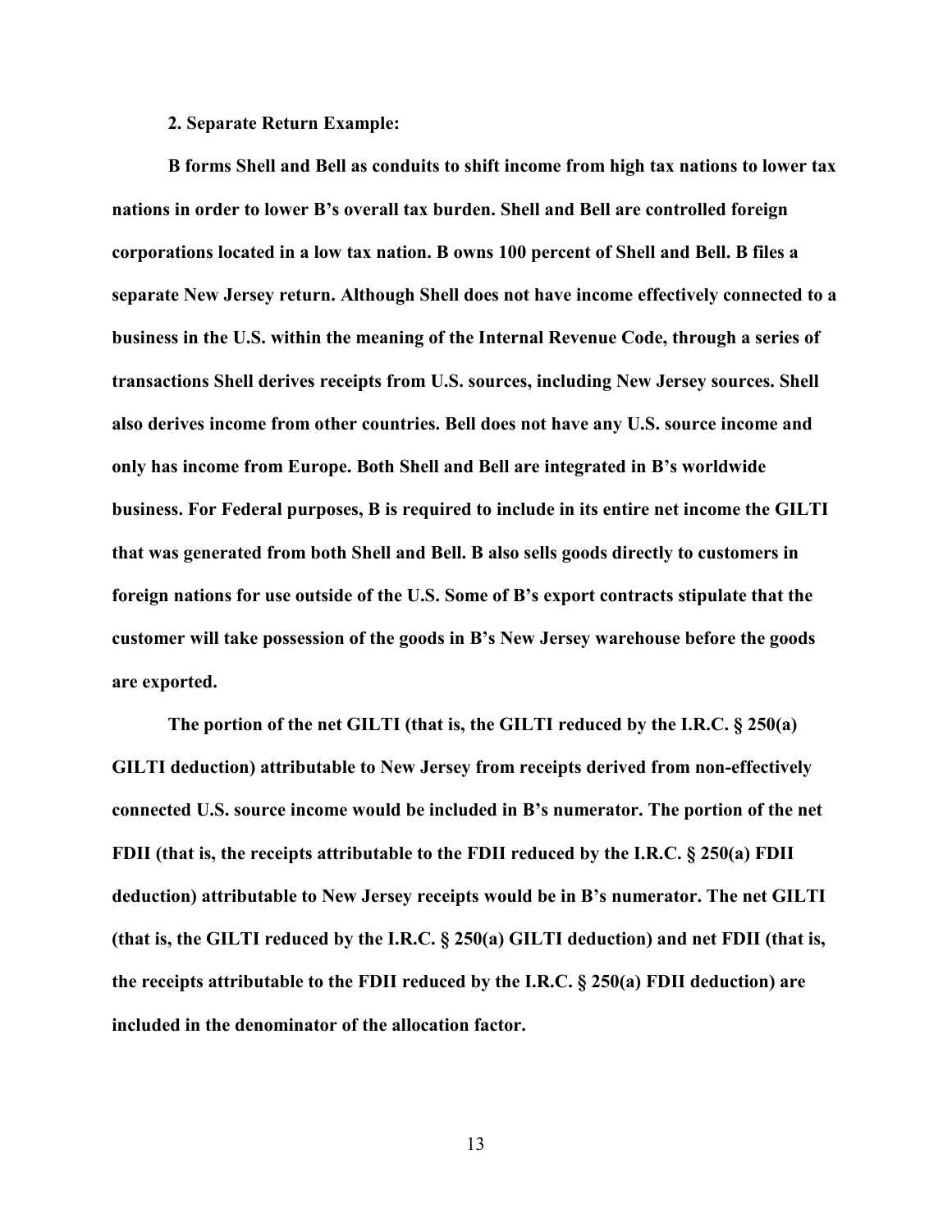**2. Separate Return Example:**

**B forms Shell and Bell as conduits to shift income from high tax nations to lower tax nations in order to lower B's overall tax burden. Shell and Bell are controlled foreign corporations located in a low tax nation. B owns 100 percent of Shell and Bell. B files a separate New Jersey return. Although Shell does not have income effectively connected to a business in the U.S. within the meaning of the Internal Revenue Code, through a series of transactions Shell derives receipts from U.S. sources, including New Jersey sources. Shell also derives income from other countries. Bell does not have any U.S. source income and only has income from Europe. Both Shell and Bell are integrated in B's worldwide business. For Federal purposes, B is required to include in its entire net income the GILTI that was generated from both Shell and Bell. B also sells goods directly to customers in foreign nations for use outside of the U.S. Some of B's export contracts stipulate that the customer will take possession of the goods in B's New Jersey warehouse before the goods are exported.**

**The portion of the net GILTI (that is, the GILTI reduced by the I.R.C. § 250(a) GILTI deduction) attributable to New Jersey from receipts derived from non-effectively connected U.S. source income would be included in B's numerator. The portion of the net FDII (that is, the receipts attributable to the FDII reduced by the I.R.C. § 250(a) FDII deduction) attributable to New Jersey receipts would be in B's numerator. The net GILTI (that is, the GILTI reduced by the I.R.C. § 250(a) GILTI deduction) and net FDII (that is, the receipts attributable to the FDII reduced by the I.R.C. § 250(a) FDII deduction) are included in the denominator of the allocation factor.**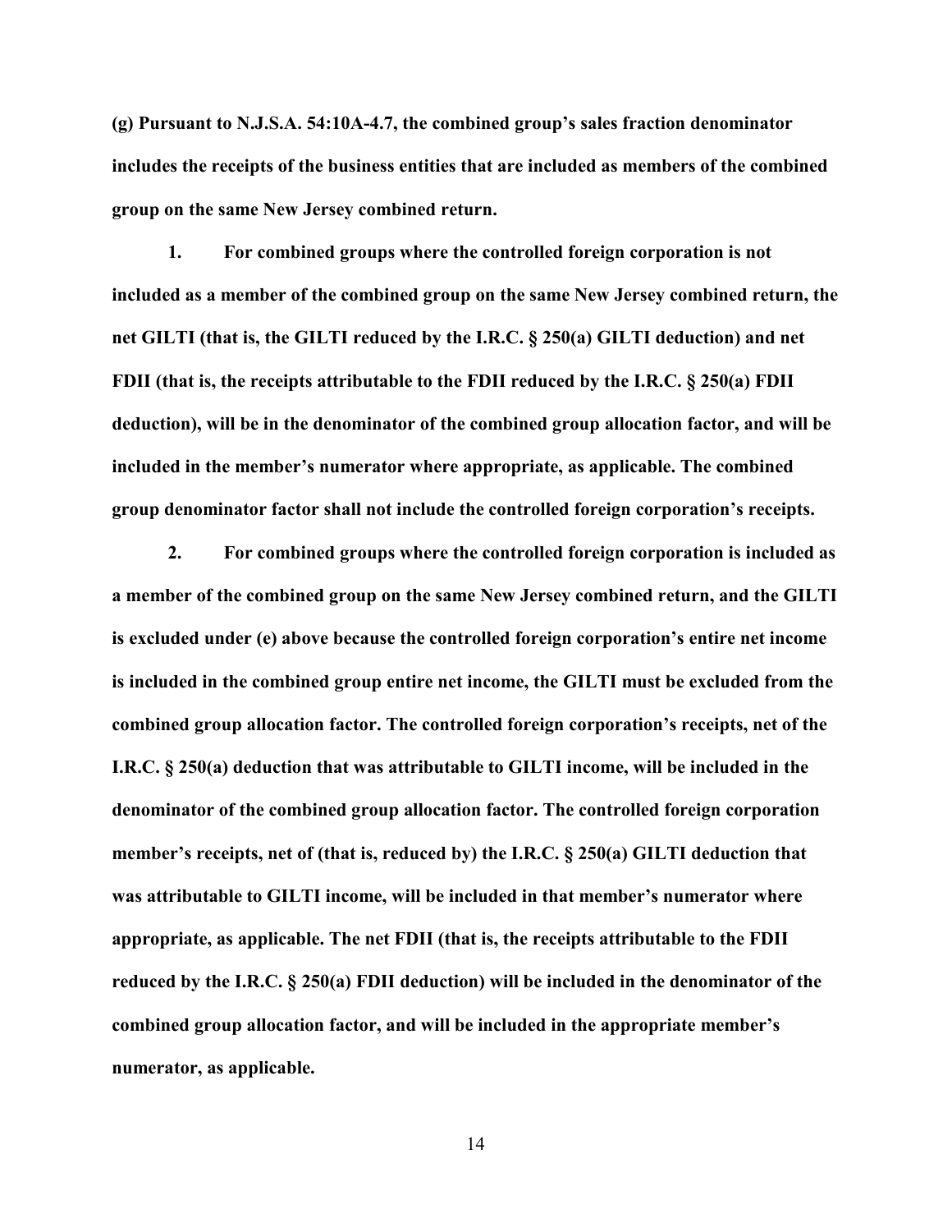**(g) Pursuant to N.J.S.A. 54:10A-4.7, the combined group's sales fraction denominator includes the receipts of the business entities that are included as members of the combined group on the same New Jersey combined return.**

**1. For combined groups where the controlled foreign corporation is not included as a member of the combined group on the same New Jersey combined return, the net GILTI (that is, the GILTI reduced by the I.R.C. § 250(a) GILTI deduction) and net FDII (that is, the receipts attributable to the FDII reduced by the I.R.C. § 250(a) FDII deduction), will be in the denominator of the combined group allocation factor, and will be included in the member's numerator where appropriate, as applicable. The combined group denominator factor shall not include the controlled foreign corporation's receipts.**

**2. For combined groups where the controlled foreign corporation is included as a member of the combined group on the same New Jersey combined return, and the GILTI is excluded under (e) above because the controlled foreign corporation's entire net income is included in the combined group entire net income, the GILTI must be excluded from the combined group allocation factor. The controlled foreign corporation's receipts, net of the I.R.C. § 250(a) deduction that was attributable to GILTI income, will be included in the denominator of the combined group allocation factor. The controlled foreign corporation member's receipts, net of (that is, reduced by) the I.R.C. § 250(a) GILTI deduction that was attributable to GILTI income, will be included in that member's numerator where appropriate, as applicable. The net FDII (that is, the receipts attributable to the FDII reduced by the I.R.C. § 250(a) FDII deduction) will be included in the denominator of the combined group allocation factor, and will be included in the appropriate member's numerator, as applicable.**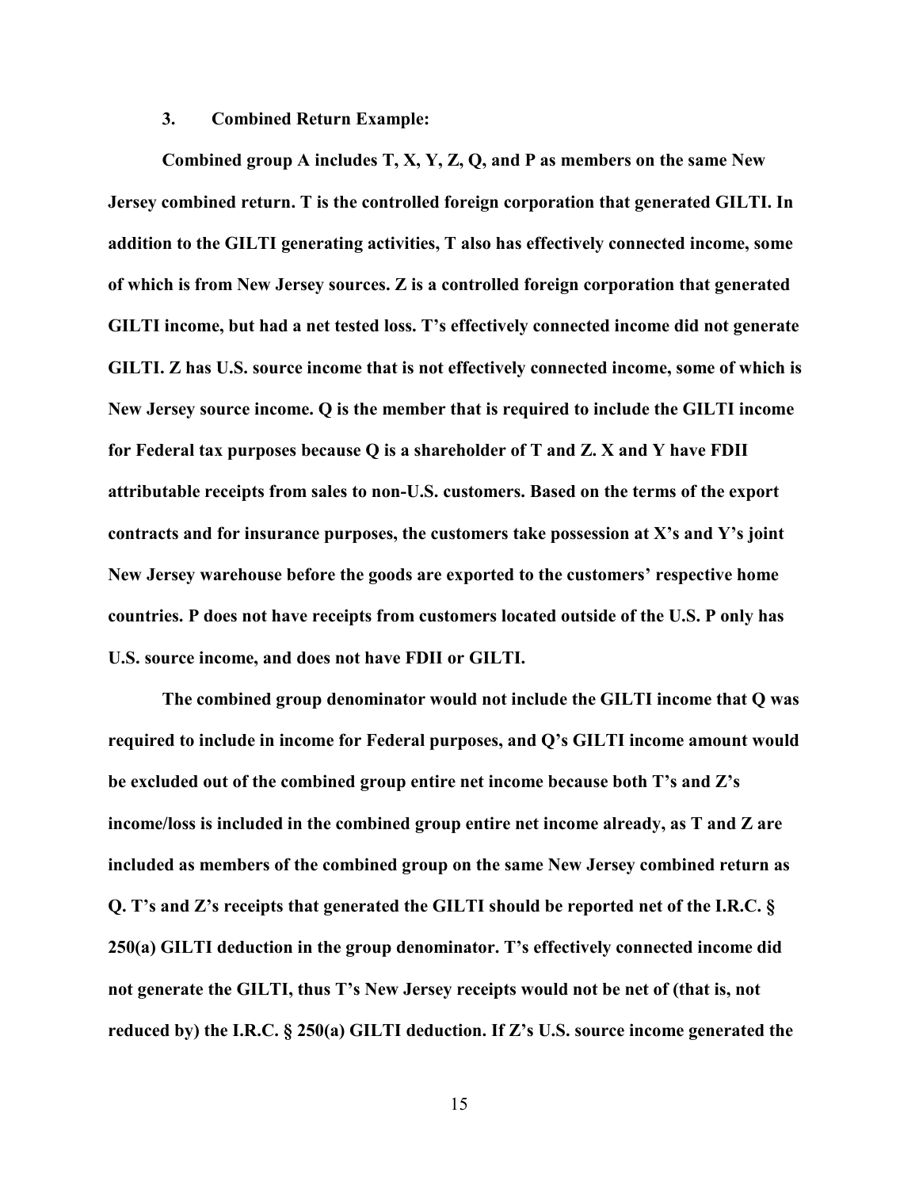### 3. Combined Return Example:

**Combined group A includes T, X, Y, Z, Q, and P as members on the same New Jersey combined return. T is the controlled foreign corporation that generated GILTI. In addition to the GILTI generating activities, T also has effectively connected income, some of which is from New Jersey sources. Z is a controlled foreign corporation that generated GILTI income, but had a net tested loss. T's effectively connected income did not generate GILTI. Z has U.S. source income that is not effectively connected income, some of which is New Jersey source income. Q is the member that is required to include the GILTI income for Federal tax purposes because Q is a shareholder of T and Z. X and Y have FDII attributable receipts from sales to non-U.S. customers. Based on the terms of the export contracts and for insurance purposes, the customers take possession at X's and Y's joint New Jersey warehouse before the goods are exported to the customers' respective home countries. P does not have receipts from customers located outside of the U.S. P only has U.S. source income, and does not have FDII or GILTI.**

**The combined group denominator would not include the GILTI income that Q was required to include in income for Federal purposes, and Q's GILTI income amount would be excluded out of the combined group entire net income because both T's and Z's income/loss is included in the combined group entire net income already, as T and Z are included as members of the combined group on the same New Jersey combined return as Q. T's and Z's receipts that generated the GILTI should be reported net of the I.R.C. § 250(a) GILTI deduction in the group denominator. T's effectively connected income did not generate the GILTI, thus T's New Jersey receipts would not be net of (that is, not reduced by) the I.R.C. § 250(a) GILTI deduction. If Z's U.S. source income generated the**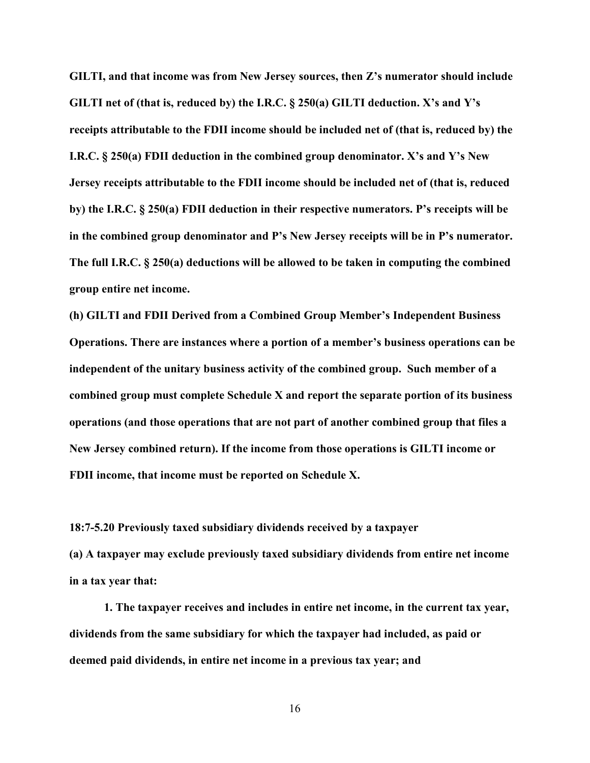**GILTI, and that income was from New Jersey sources, then Z's numerator should include GILTI net of (that is, reduced by) the I.R.C. § 250(a) GILTI deduction. X's and Y's receipts attributable to the FDII income should be included net of (that is, reduced by) the I.R.C. § 250(a) FDII deduction in the combined group denominator. X's and Y's New Jersey receipts attributable to the FDII income should be included net of (that is, reduced by) the I.R.C. § 250(a) FDII deduction in their respective numerators. P's receipts will be in the combined group denominator and P's New Jersey receipts will be in P's numerator. The full I.R.C. § 250(a) deductions will be allowed to be taken in computing the combined group entire net income.**

**(h) GILTI and FDII Derived from a Combined Group Member's Independent Business Operations. There are instances where a portion of a member's business operations can be independent of the unitary business activity of the combined group. Such member of a combined group must complete Schedule X and report the separate portion of its business operations (and those operations that are not part of another combined group that files a New Jersey combined return). If the income from those operations is GILTI income or FDII income, that income must be reported on Schedule X.**

**18:7-5.20 Previously taxed subsidiary dividends received by a taxpayer**

**(a) A taxpayer may exclude previously taxed subsidiary dividends from entire net income in a tax year that:**

**1. The taxpayer receives and includes in entire net income, in the current tax year, dividends from the same subsidiary for which the taxpayer had included, as paid or deemed paid dividends, in entire net income in a previous tax year; and**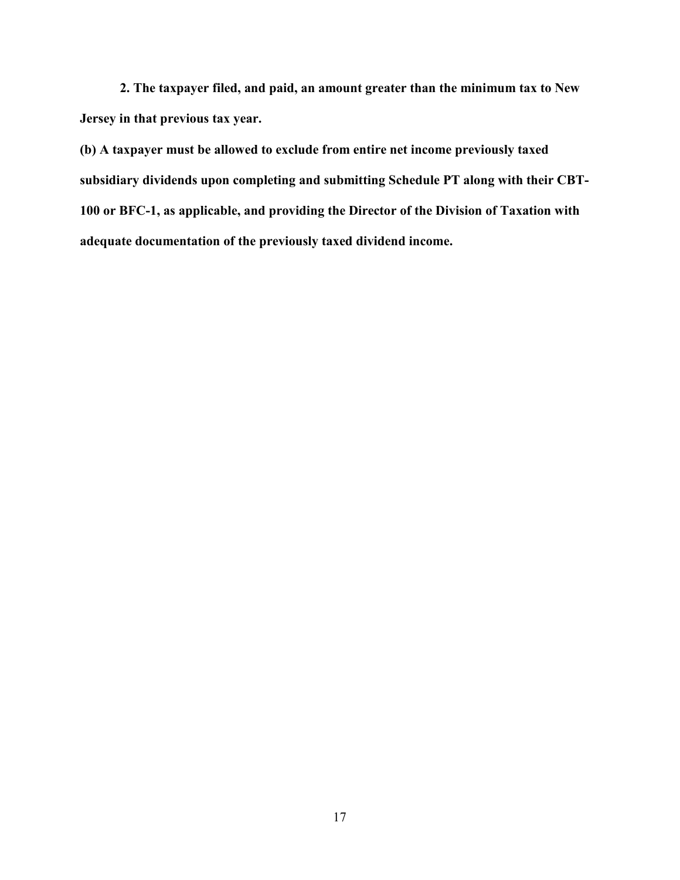**2. The taxpayer filed, and paid, an amount greater than the minimum tax to New Jersey in that previous tax year.**

**(b) A taxpayer must be allowed to exclude from entire net income previously taxed subsidiary dividends upon completing and submitting Schedule PT along with their CBT-100 or BFC-1, as applicable, and providing the Director of the Division of Taxation with adequate documentation of the previously taxed dividend income.**